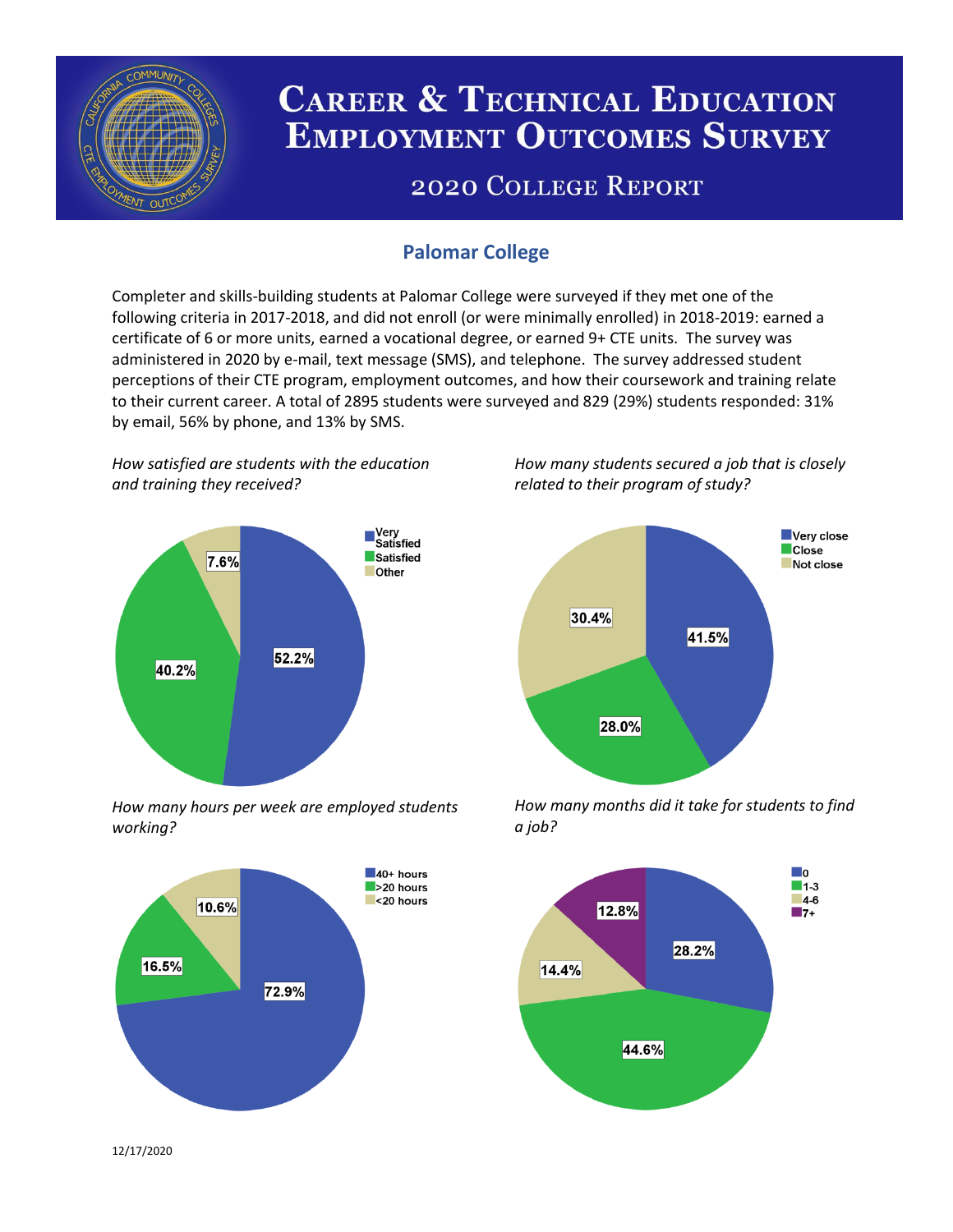# Career & Technical Education Employment Outcomes Survey

## 2020 College Report

### Palomar College

Completer and skills-building students at Palomar College were surveyed if they met one of the following criteria in 2017-2018, and did not enroll (or were minimally enrolled) in 2018-2019: earned a certificate of 6 or more units, earned a vocational degree, or earned 9+ CTE units. The survey was administered in 2020 by e-mail, text message (SMS), and telephone. The survey addressed student perceptions of their CTE program, employment outcomes, and how their coursework and training relate to their current career. A total of 2895 students were surveyed and 829 (29%) students responded: 31% by email, 56% by phone, and 13% by SMS.

*How satisfied are students with the education and training they received?*

| Response | Percent |
|---|---|
| Very Satisfied | 52.2% |
| Satisfied | 40.2% |
| Other | 7.6% |

*How many students secured a job that is closely related to their program of study?*

| Response | Percent |
|---|---|
| Very close | 41.5% |
| Close | 28.0% |
| Not close | 30.4% |

*How many hours per week are employed students working?*

| Response | Percent |
|---|---|
| 40+ hours | 72.9% |
| >20 hours | 16.5% |
| <20 hours | 10.6% |

*How many months did it take for students to find a job?*

| Response | Percent |
|---|---|
| 0 | 28.2% |
| 1-3 | 44.6% |
| 4-6 | 14.4% |
| 7+ | 12.8% |

12/17/2020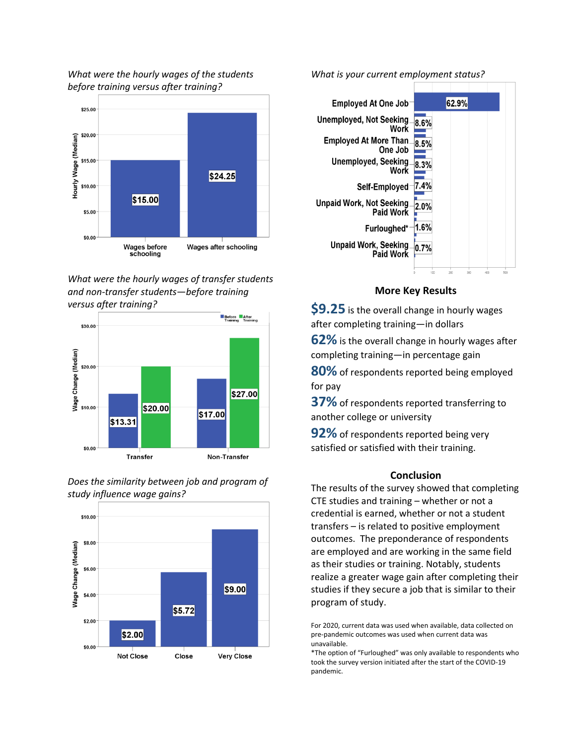*What were the hourly wages of the students before training versus after training?*

$25.00
$20.00
$15.00
$10.00
$5.00
$0.00
Hourly Wage (Median)
$15.00
$24.25
Wages before schooling
Wages after schooling

*What were the hourly wages of transfer students and non-transfer students—before training versus after training?*

Before Training
After Training
$30.00
$20.00
$10.00
$0.00
Wage Change (Median)
$13.31
$20.00
$17.00
$27.00
Transfer
Non-Transfer

*Does the similarity between job and program of study influence wage gains?*

$10.00
$8.00
$6.00
$4.00
$2.00
$0.00
Wage Change (Median)
$2.00
$5.72
$9.00
Not Close
Close
Very Close

*What is your current employment status?*

Employed At One Job 62.9%
Unemployed, Not Seeking Work 8.6%
Employed At More Than One Job 8.5%
Unemployed, Seeking Work 8.3%
Self-Employed 7.4%
Unpaid Work, Not Seeking Paid Work 2.0%
Furloughed* 1.6%
Unpaid Work, Seeking Paid Work 0.7%
0 100 200 300 400 500

## More Key Results

**$9.25** is the overall change in hourly wages after completing training—in dollars

**62%** is the overall change in hourly wages after completing training—in percentage gain

**80%** of respondents reported being employed for pay

**37%** of respondents reported transferring to another college or university

**92%** of respondents reported being very satisfied or satisfied with their training.

## Conclusion

The results of the survey showed that completing CTE studies and training – whether or not a credential is earned, whether or not a student transfers – is related to positive employment outcomes. The preponderance of respondents are employed and are working in the same field as their studies or training. Notably, students realize a greater wage gain after completing their studies if they secure a job that is similar to their program of study.

For 2020, current data was used when available, data collected on pre-pandemic outcomes was used when current data was unavailable.
*The option of "Furloughed" was only available to respondents who took the survey version initiated after the start of the COVID-19 pandemic.